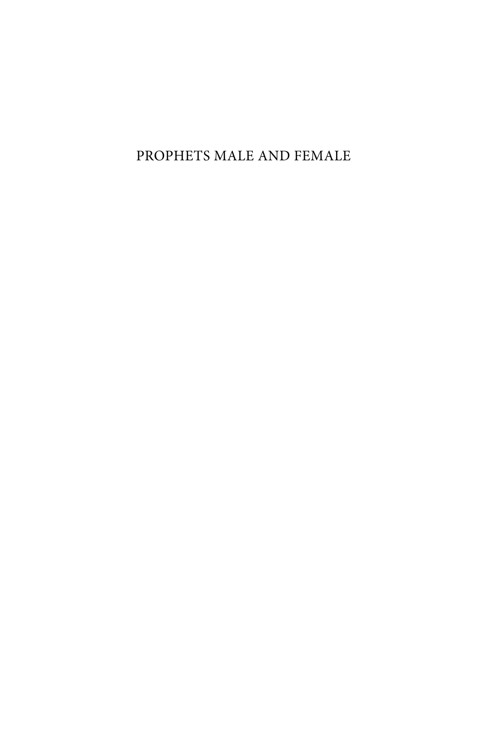# PROPHETS MALE AND FEMALE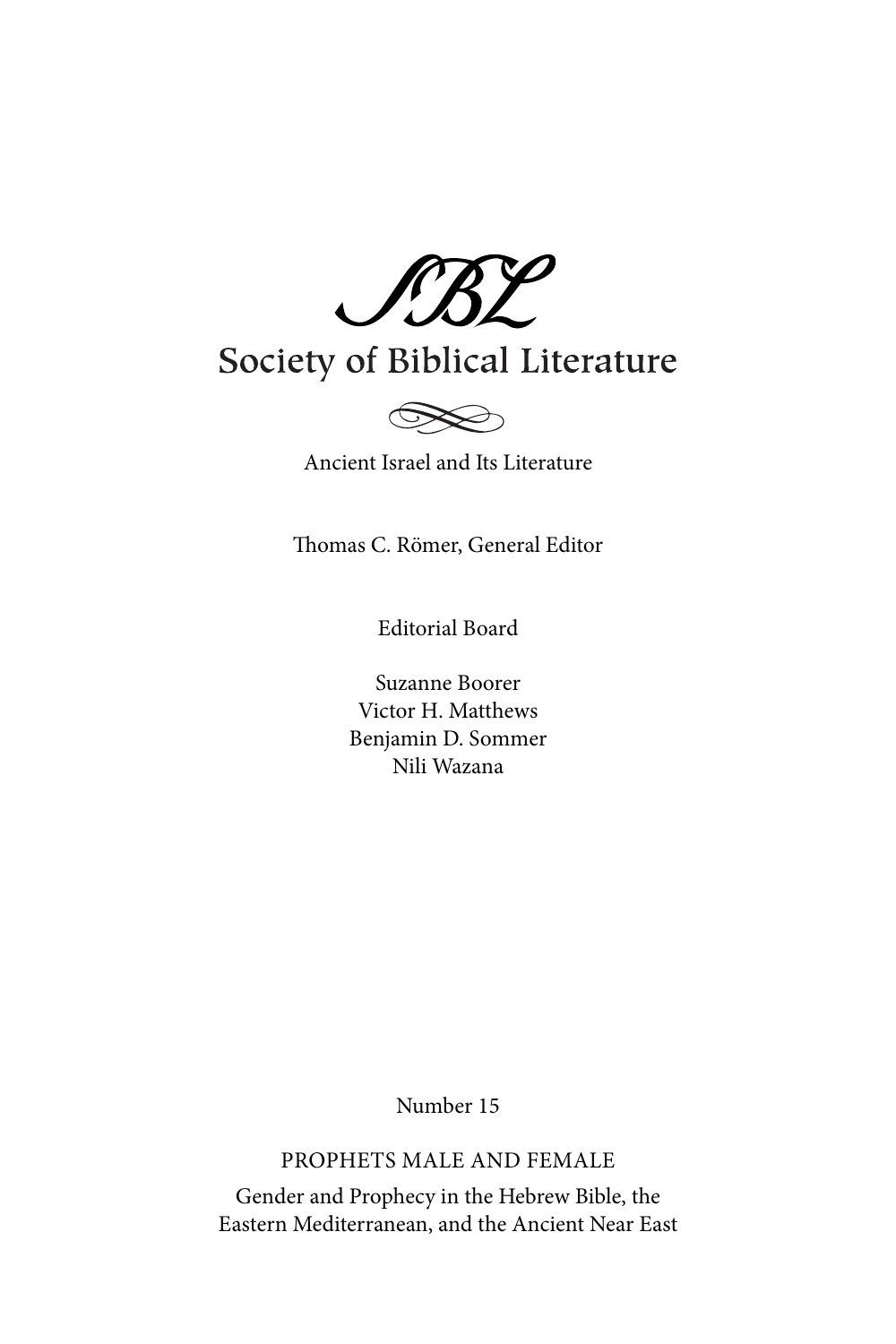SBL

Society of Biblical Literature

Ancient Israel and Its Literature

Thomas C. Römer, General Editor

Editorial Board

Suzanne Boorer
Victor H. Matthews
Benjamin D. Sommer
Nili Wazana

Number 15

PROPHETS MALE AND FEMALE

Gender and Prophecy in the Hebrew Bible, the Eastern Mediterranean, and the Ancient Near East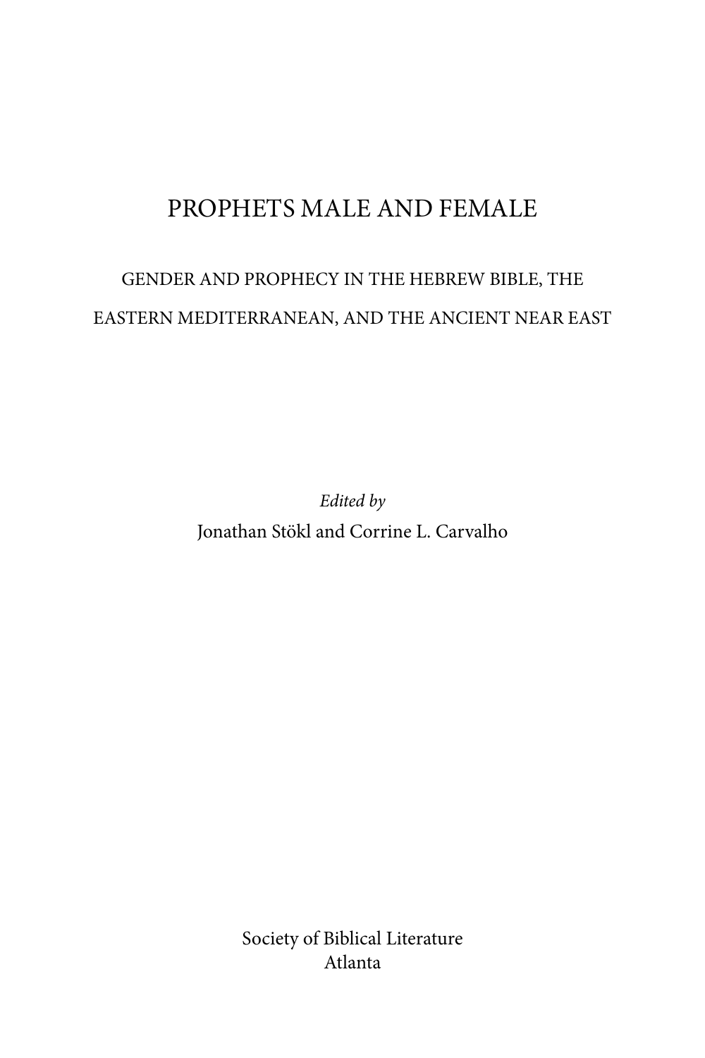# PROPHETS MALE AND FEMALE

## GENDER AND PROPHECY IN THE HEBREW BIBLE, THE EASTERN MEDITERRANEAN, AND THE ANCIENT NEAR EAST

*Edited by*

Jonathan Stökl and Corrine L. Carvalho

Society of Biblical Literature
Atlanta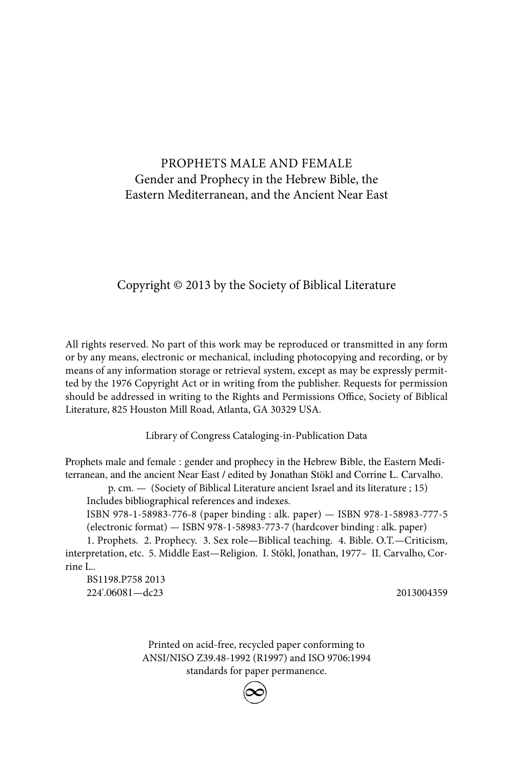PROPHETS MALE AND FEMALE
Gender and Prophecy in the Hebrew Bible, the
Eastern Mediterranean, and the Ancient Near East

Copyright © 2013 by the Society of Biblical Literature

All rights reserved. No part of this work may be reproduced or transmitted in any form or by any means, electronic or mechanical, including photocopying and recording, or by means of any information storage or retrieval system, except as may be expressly permitted by the 1976 Copyright Act or in writing from the publisher. Requests for permission should be addressed in writing to the Rights and Permissions Office, Society of Biblical Literature, 825 Houston Mill Road, Atlanta, GA 30329 USA.

Library of Congress Cataloging-in-Publication Data

Prophets male and female : gender and prophecy in the Hebrew Bible, the Eastern Mediterranean, and the ancient Near East / edited by Jonathan Stökl and Corrine L. Carvalho.
p. cm. — (Society of Biblical Literature ancient Israel and its literature ; 15)
Includes bibliographical references and indexes.
ISBN 978-1-58983-776-8 (paper binding : alk. paper) — ISBN 978-1-58983-777-5 (electronic format) — ISBN 978-1-58983-773-7 (hardcover binding : alk. paper)
1. Prophets. 2. Prophecy. 3. Sex role—Biblical teaching. 4. Bible. O.T.—Criticism, interpretation, etc. 5. Middle East—Religion. I. Stökl, Jonathan, 1977– II. Carvalho, Corrine L..
BS1198.P758 2013
224'.06081—dc23 2013004359

Printed on acid-free, recycled paper conforming to
ANSI/NISO Z39.48-1992 (R1997) and ISO 9706:1994
standards for paper permanence.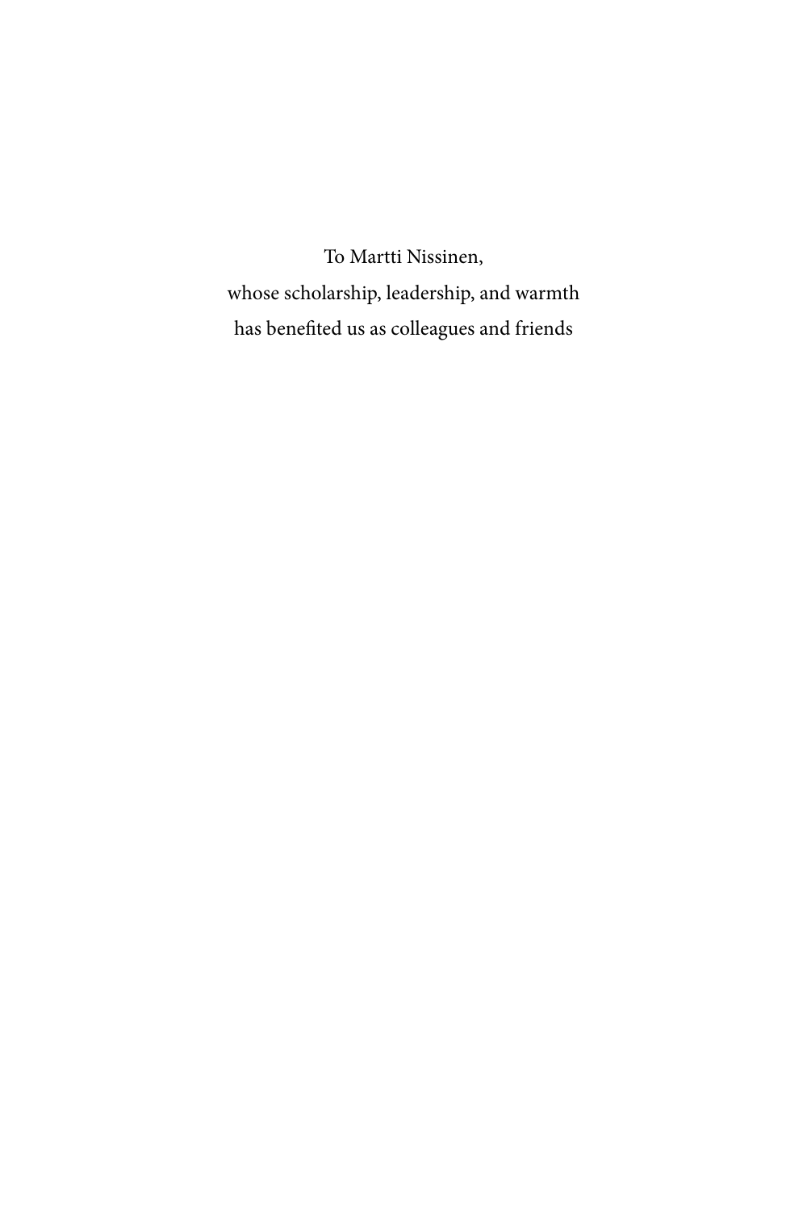To Martti Nissinen,
whose scholarship, leadership, and warmth
has benefited us as colleagues and friends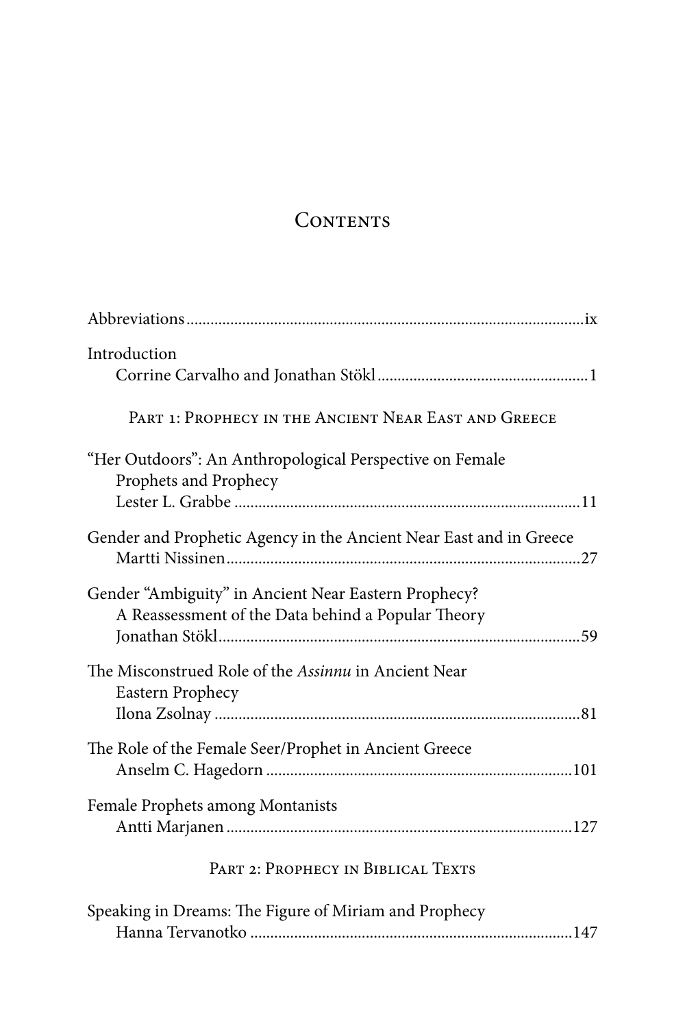# Contents

Abbreviations ..... ix

Introduction
Corrine Carvalho and Jonathan Stökl ..... 1

## Part 1: Prophecy in the Ancient Near East and Greece

"Her Outdoors": An Anthropological Perspective on Female Prophets and Prophecy
Lester L. Grabbe ..... 11

Gender and Prophetic Agency in the Ancient Near East and in Greece
Martti Nissinen ..... 27

Gender "Ambiguity" in Ancient Near Eastern Prophecy? A Reassessment of the Data behind a Popular Theory
Jonathan Stökl ..... 59

The Misconstrued Role of the *Assinnu* in Ancient Near Eastern Prophecy
Ilona Zsolnay ..... 81

The Role of the Female Seer/Prophet in Ancient Greece
Anselm C. Hagedorn ..... 101

Female Prophets among Montanists
Antti Marjanen ..... 127

## Part 2: Prophecy in Biblical Texts

Speaking in Dreams: The Figure of Miriam and Prophecy
Hanna Tervanotko ..... 147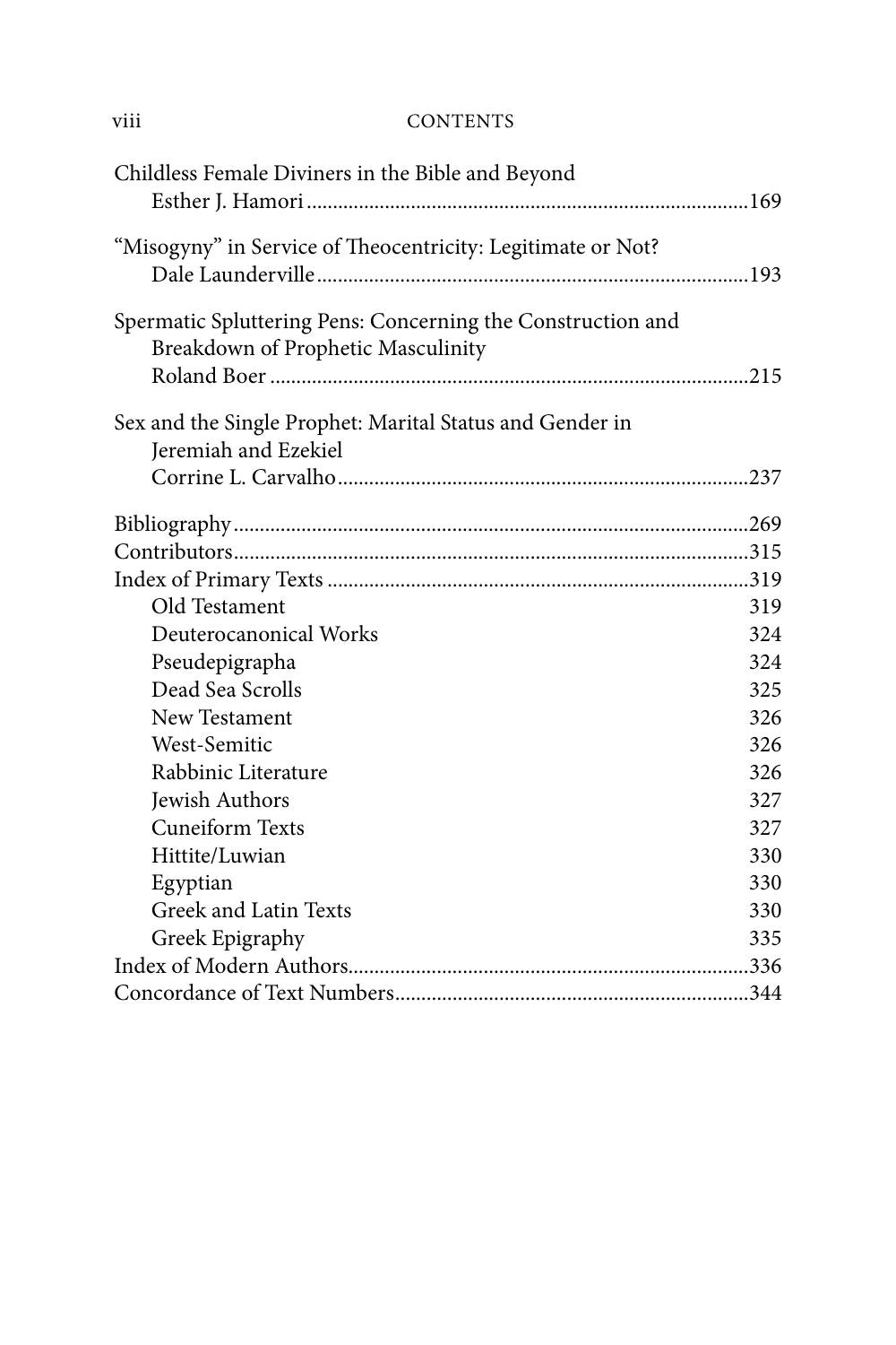Childless Female Diviners in the Bible and Beyond
Esther J. Hamori .......... 169

"Misogyny" in Service of Theocentricity: Legitimate or Not?
Dale Launderville .......... 193

Spermatic Spluttering Pens: Concerning the Construction and Breakdown of Prophetic Masculinity
Roland Boer .......... 215

Sex and the Single Prophet: Marital Status and Gender in Jeremiah and Ezekiel
Corrine L. Carvalho .......... 237

Bibliography .......... 269
Contributors .......... 315
Index of Primary Texts .......... 319
- Old Testament 319
- Deuterocanonical Works 324
- Pseudepigrapha 324
- Dead Sea Scrolls 325
- New Testament 326
- West-Semitic 326
- Rabbinic Literature 326
- Jewish Authors 327
- Cuneiform Texts 327
- Hittite/Luwian 330
- Egyptian 330
- Greek and Latin Texts 330
- Greek Epigraphy 335

Index of Modern Authors .......... 336
Concordance of Text Numbers .......... 344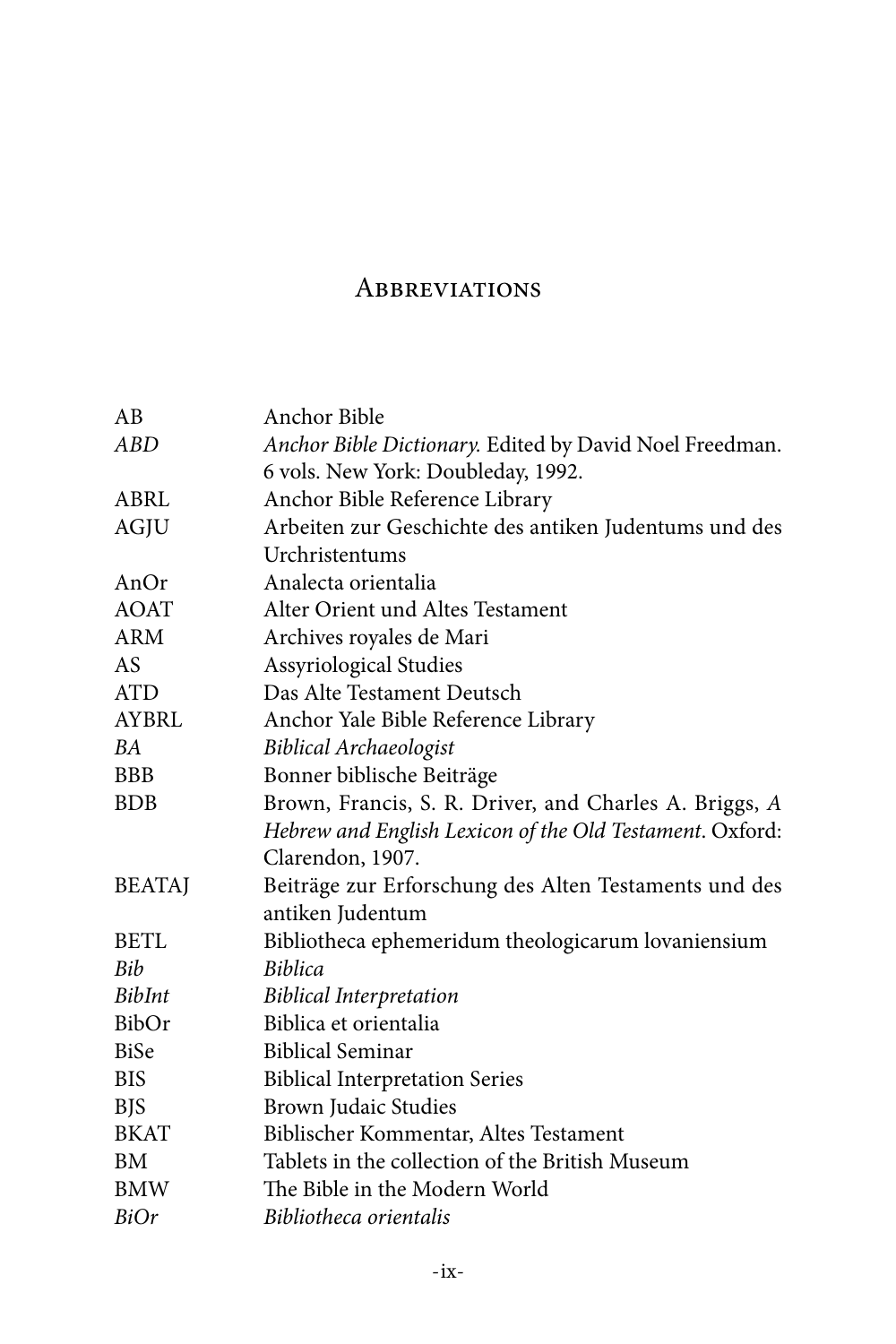# Abbreviations

| | |
|---|---|
| AB | Anchor Bible |
| *ABD* | *Anchor Bible Dictionary.* Edited by David Noel Freedman. 6 vols. New York: Doubleday, 1992. |
| ABRL | Anchor Bible Reference Library |
| AGJU | Arbeiten zur Geschichte des antiken Judentums und des Urchristentums |
| AnOr | Analecta orientalia |
| AOAT | Alter Orient und Altes Testament |
| ARM | Archives royales de Mari |
| AS | Assyriological Studies |
| ATD | Das Alte Testament Deutsch |
| AYBRL | Anchor Yale Bible Reference Library |
| *BA* | *Biblical Archaeologist* |
| BBB | Bonner biblische Beiträge |
| BDB | Brown, Francis, S. R. Driver, and Charles A. Briggs, *A Hebrew and English Lexicon of the Old Testament*. Oxford: Clarendon, 1907. |
| BEATAJ | Beiträge zur Erforschung des Alten Testaments und des antiken Judentum |
| BETL | Bibliotheca ephemeridum theologicarum lovaniensium |
| *Bib* | *Biblica* |
| *BibInt* | *Biblical Interpretation* |
| BibOr | Biblica et orientalia |
| BiSe | Biblical Seminar |
| BIS | Biblical Interpretation Series |
| BJS | Brown Judaic Studies |
| BKAT | Biblischer Kommentar, Altes Testament |
| BM | Tablets in the collection of the British Museum |
| BMW | The Bible in the Modern World |
| *BiOr* | *Bibliotheca orientalis* |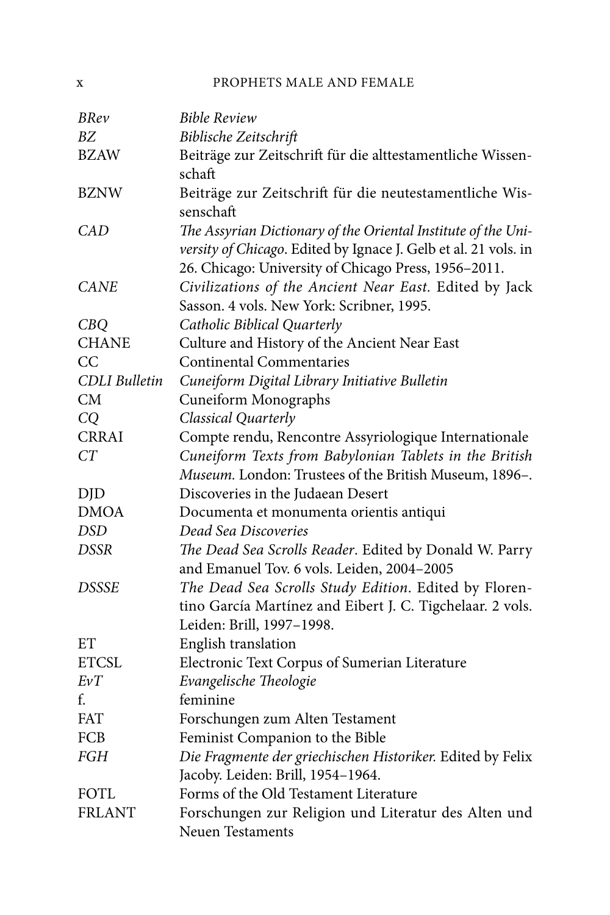| | |
|---|---|
| *BRev* | *Bible Review* |
| *BZ* | *Biblische Zeitschrift* |
| BZAW | Beiträge zur Zeitschrift für die alttestamentliche Wissenschaft |
| BZNW | Beiträge zur Zeitschrift für die neutestamentliche Wissenschaft |
| *CAD* | *The Assyrian Dictionary of the Oriental Institute of the University of Chicago*. Edited by Ignace J. Gelb et al. 21 vols. in 26. Chicago: University of Chicago Press, 1956–2011. |
| *CANE* | *Civilizations of the Ancient Near East.* Edited by Jack Sasson. 4 vols. New York: Scribner, 1995. |
| *CBQ* | *Catholic Biblical Quarterly* |
| CHANE | Culture and History of the Ancient Near East |
| CC | Continental Commentaries |
| *CDLI Bulletin* | *Cuneiform Digital Library Initiative Bulletin* |
| CM | Cuneiform Monographs |
| *CQ* | *Classical Quarterly* |
| CRRAI | Compte rendu, Rencontre Assyriologique Internationale |
| *CT* | *Cuneiform Texts from Babylonian Tablets in the British Museum.* London: Trustees of the British Museum, 1896–. |
| DJD | Discoveries in the Judaean Desert |
| DMOA | Documenta et monumenta orientis antiqui |
| *DSD* | *Dead Sea Discoveries* |
| *DSSR* | *The Dead Sea Scrolls Reader*. Edited by Donald W. Parry and Emanuel Tov. 6 vols. Leiden, 2004–2005 |
| *DSSSE* | *The Dead Sea Scrolls Study Edition*. Edited by Florentino García Martínez and Eibert J. C. Tigchelaar. 2 vols. Leiden: Brill, 1997–1998. |
| ET | English translation |
| ETCSL | Electronic Text Corpus of Sumerian Literature |
| *EvT* | *Evangelische Theologie* |
| f. | feminine |
| FAT | Forschungen zum Alten Testament |
| FCB | Feminist Companion to the Bible |
| *FGH* | *Die Fragmente der griechischen Historiker.* Edited by Felix Jacoby. Leiden: Brill, 1954–1964. |
| FOTL | Forms of the Old Testament Literature |
| FRLANT | Forschungen zur Religion und Literatur des Alten und Neuen Testaments |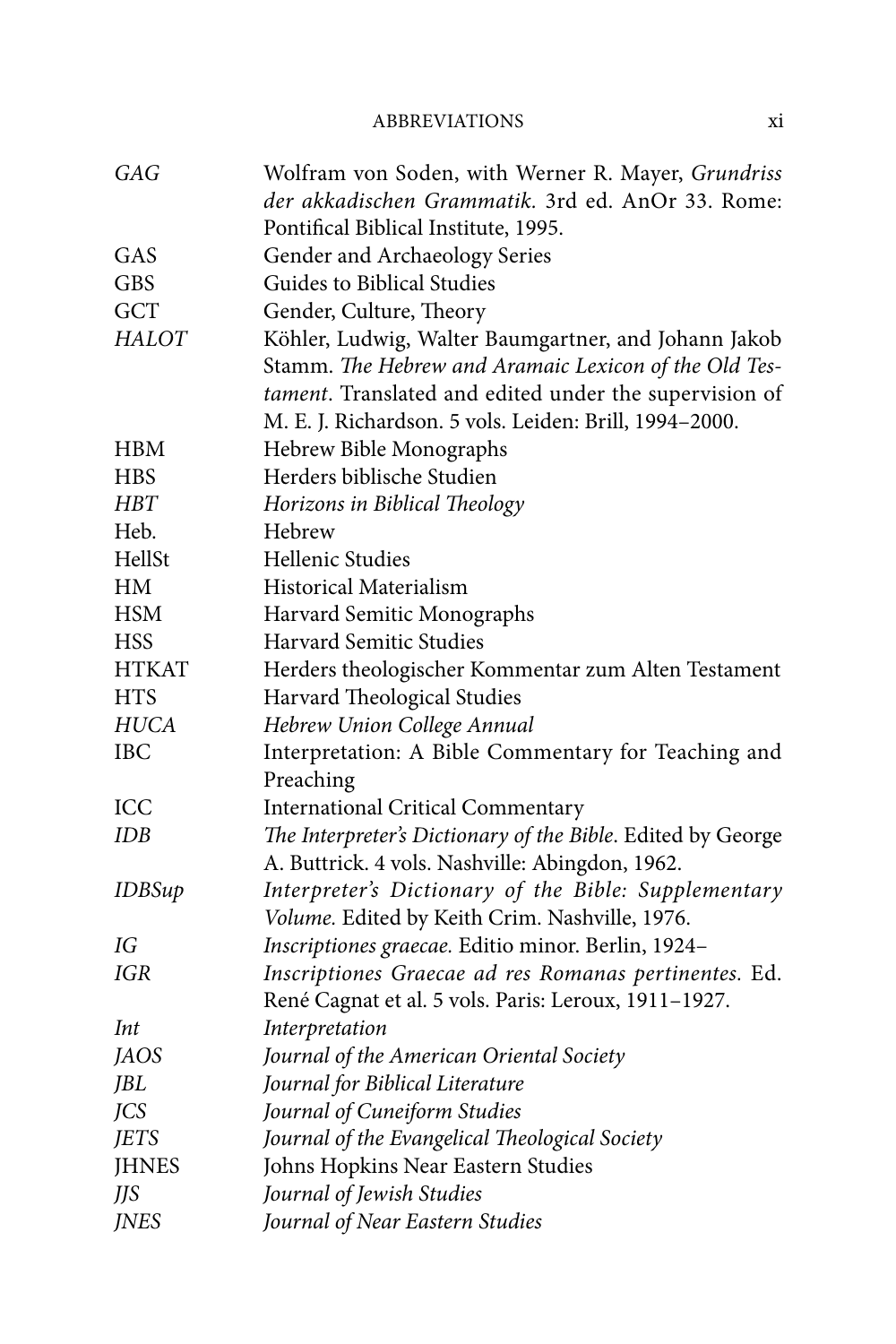| | |
|---|---|
| *GAG* | Wolfram von Soden, with Werner R. Mayer, *Grundriss der akkadischen Grammatik.* 3rd ed. AnOr 33. Rome: Pontifical Biblical Institute, 1995. |
| GAS | Gender and Archaeology Series |
| GBS | Guides to Biblical Studies |
| GCT | Gender, Culture, Theory |
| *HALOT* | Köhler, Ludwig, Walter Baumgartner, and Johann Jakob Stamm. *The Hebrew and Aramaic Lexicon of the Old Testament*. Translated and edited under the supervision of M. E. J. Richardson. 5 vols. Leiden: Brill, 1994–2000. |
| HBM | Hebrew Bible Monographs |
| HBS | Herders biblische Studien |
| *HBT* | *Horizons in Biblical Theology* |
| Heb. | Hebrew |
| HellSt | Hellenic Studies |
| HM | Historical Materialism |
| HSM | Harvard Semitic Monographs |
| HSS | Harvard Semitic Studies |
| HTKAT | Herders theologischer Kommentar zum Alten Testament |
| HTS | Harvard Theological Studies |
| *HUCA* | *Hebrew Union College Annual* |
| IBC | Interpretation: A Bible Commentary for Teaching and Preaching |
| ICC | International Critical Commentary |
| *IDB* | *The Interpreter's Dictionary of the Bible*. Edited by George A. Buttrick. 4 vols. Nashville: Abingdon, 1962. |
| *IDBSup* | *Interpreter's Dictionary of the Bible: Supplementary Volume.* Edited by Keith Crim. Nashville, 1976. |
| *IG* | *Inscriptiones graecae.* Editio minor. Berlin, 1924– |
| *IGR* | *Inscriptiones Graecae ad res Romanas pertinentes.* Ed. René Cagnat et al. 5 vols. Paris: Leroux, 1911–1927. |
| *Int* | *Interpretation* |
| *JAOS* | *Journal of the American Oriental Society* |
| *JBL* | *Journal for Biblical Literature* |
| *JCS* | *Journal of Cuneiform Studies* |
| *JETS* | *Journal of the Evangelical Theological Society* |
| JHNES | Johns Hopkins Near Eastern Studies |
| *JJS* | *Journal of Jewish Studies* |
| *JNES* | *Journal of Near Eastern Studies* |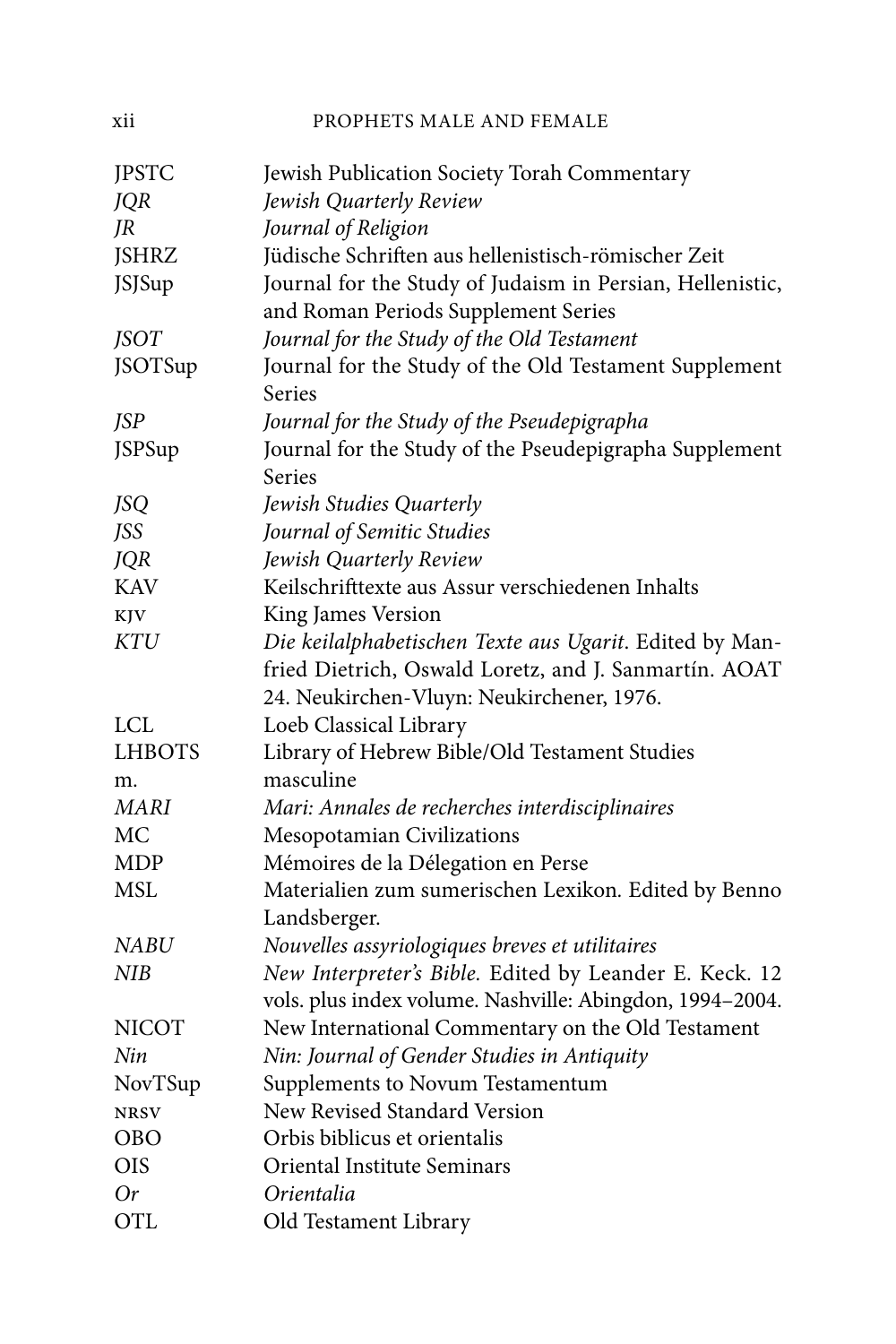| | |
|---|---|
| JPSTC | Jewish Publication Society Torah Commentary |
| *JQR* | *Jewish Quarterly Review* |
| *JR* | *Journal of Religion* |
| JSHRZ | Jüdische Schriften aus hellenistisch-römischer Zeit |
| JSJSup | Journal for the Study of Judaism in Persian, Hellenistic, and Roman Periods Supplement Series |
| *JSOT* | *Journal for the Study of the Old Testament* |
| JSOTSup | Journal for the Study of the Old Testament Supplement Series |
| *JSP* | *Journal for the Study of the Pseudepigrapha* |
| JSPSup | Journal for the Study of the Pseudepigrapha Supplement Series |
| *JSQ* | *Jewish Studies Quarterly* |
| *JSS* | *Journal of Semitic Studies* |
| *JQR* | *Jewish Quarterly Review* |
| KAV | Keilschrifttexte aus Assur verschiedenen Inhalts |
| KJV | King James Version |
| *KTU* | *Die keilalphabetischen Texte aus Ugarit*. Edited by Manfried Dietrich, Oswald Loretz, and J. Sanmartín. AOAT 24. Neukirchen-Vluyn: Neukirchener, 1976. |
| LCL | Loeb Classical Library |
| LHBOTS | Library of Hebrew Bible/Old Testament Studies |
| m. | masculine |
| *MARI* | *Mari: Annales de recherches interdisciplinaires* |
| MC | Mesopotamian Civilizations |
| MDP | Mémoires de la Délegation en Perse |
| MSL | Materialien zum sumerischen Lexikon. Edited by Benno Landsberger. |
| *NABU* | *Nouvelles assyriologiques breves et utilitaires* |
| *NIB* | *New Interpreter's Bible*. Edited by Leander E. Keck. 12 vols. plus index volume. Nashville: Abingdon, 1994–2004. |
| NICOT | New International Commentary on the Old Testament |
| *Nin* | *Nin: Journal of Gender Studies in Antiquity* |
| NovTSup | Supplements to Novum Testamentum |
| NRSV | New Revised Standard Version |
| OBO | Orbis biblicus et orientalis |
| OIS | Oriental Institute Seminars |
| *Or* | *Orientalia* |
| OTL | Old Testament Library |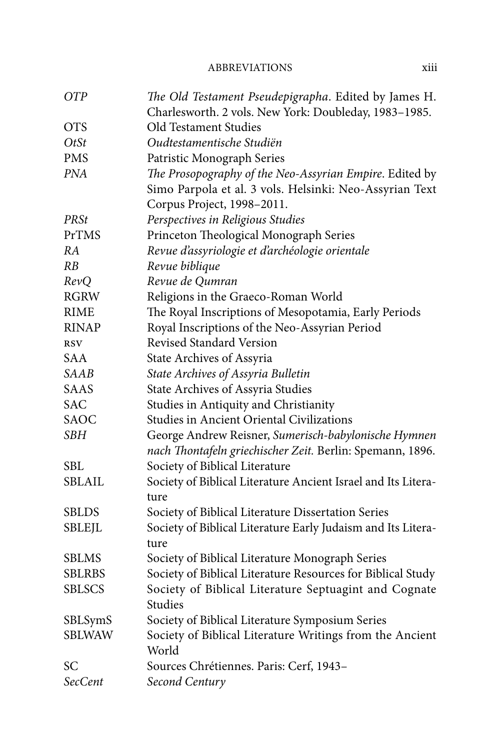| | |
|---|---|
| *OTP* | *The Old Testament Pseudepigrapha*. Edited by James H. Charlesworth. 2 vols. New York: Doubleday, 1983–1985. |
| OTS | Old Testament Studies |
| *OtSt* | *Oudtestamentische Studiën* |
| PMS | Patristic Monograph Series |
| *PNA* | *The Prosopography of the Neo-Assyrian Empire*. Edited by Simo Parpola et al. 3 vols. Helsinki: Neo-Assyrian Text Corpus Project, 1998–2011. |
| *PRSt* | *Perspectives in Religious Studies* |
| PrTMS | Princeton Theological Monograph Series |
| *RA* | *Revue d'assyriologie et d'archéologie orientale* |
| *RB* | *Revue biblique* |
| *RevQ* | *Revue de Qumran* |
| RGRW | Religions in the Graeco-Roman World |
| RIME | The Royal Inscriptions of Mesopotamia, Early Periods |
| RINAP | Royal Inscriptions of the Neo-Assyrian Period |
| RSV | Revised Standard Version |
| SAA | State Archives of Assyria |
| *SAAB* | *State Archives of Assyria Bulletin* |
| SAAS | State Archives of Assyria Studies |
| SAC | Studies in Antiquity and Christianity |
| SAOC | Studies in Ancient Oriental Civilizations |
| *SBH* | George Andrew Reisner, *Sumerisch-babylonische Hymnen nach Thontafeln griechischer Zeit.* Berlin: Spemann, 1896. |
| SBL | Society of Biblical Literature |
| SBLAIL | Society of Biblical Literature Ancient Israel and Its Literature |
| SBLDS | Society of Biblical Literature Dissertation Series |
| SBLEJL | Society of Biblical Literature Early Judaism and Its Literature |
| SBLMS | Society of Biblical Literature Monograph Series |
| SBLRBS | Society of Biblical Literature Resources for Biblical Study |
| SBLSCS | Society of Biblical Literature Septuagint and Cognate Studies |
| SBLSymS | Society of Biblical Literature Symposium Series |
| SBLWAW | Society of Biblical Literature Writings from the Ancient World |
| SC | Sources Chrétiennes. Paris: Cerf, 1943– |
| *SecCent* | *Second Century* |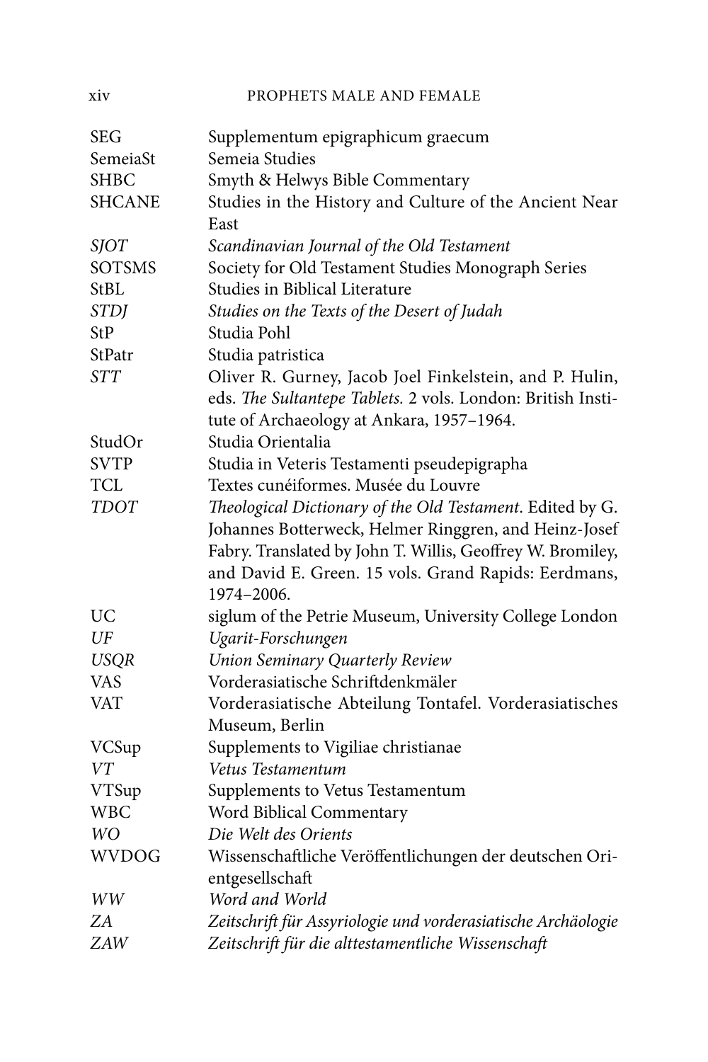| | |
|---|---|
| SEG | Supplementum epigraphicum graecum |
| SemeiaSt | Semeia Studies |
| SHBC | Smyth & Helwys Bible Commentary |
| SHCANE | Studies in the History and Culture of the Ancient Near East |
| *SJOT* | *Scandinavian Journal of the Old Testament* |
| SOTSMS | Society for Old Testament Studies Monograph Series |
| StBL | Studies in Biblical Literature |
| *STDJ* | *Studies on the Texts of the Desert of Judah* |
| StP | Studia Pohl |
| StPatr | Studia patristica |
| *STT* | Oliver R. Gurney, Jacob Joel Finkelstein, and P. Hulin, eds. *The Sultantepe Tablets.* 2 vols. London: British Institute of Archaeology at Ankara, 1957–1964. |
| StudOr | Studia Orientalia |
| SVTP | Studia in Veteris Testamenti pseudepigrapha |
| TCL | Textes cunéiformes. Musée du Louvre |
| *TDOT* | *Theological Dictionary of the Old Testament.* Edited by G. Johannes Botterweck, Helmer Ringgren, and Heinz-Josef Fabry. Translated by John T. Willis, Geoffrey W. Bromiley, and David E. Green. 15 vols. Grand Rapids: Eerdmans, 1974–2006. |
| UC | siglum of the Petrie Museum, University College London |
| *UF* | *Ugarit-Forschungen* |
| *USQR* | *Union Seminary Quarterly Review* |
| VAS | Vorderasiatische Schriftdenkmäler |
| VAT | Vorderasiatische Abteilung Tontafel. Vorderasiatisches Museum, Berlin |
| VCSup | Supplements to Vigiliae christianae |
| *VT* | *Vetus Testamentum* |
| VTSup | Supplements to Vetus Testamentum |
| WBC | Word Biblical Commentary |
| *WO* | *Die Welt des Orients* |
| WVDOG | Wissenschaftliche Veröffentlichungen der deutschen Orientgesellschaft |
| *WW* | *Word and World* |
| *ZA* | *Zeitschrift für Assyriologie und vorderasiatische Archäologie* |
| *ZAW* | *Zeitschrift für die alttestamentliche Wissenschaft* |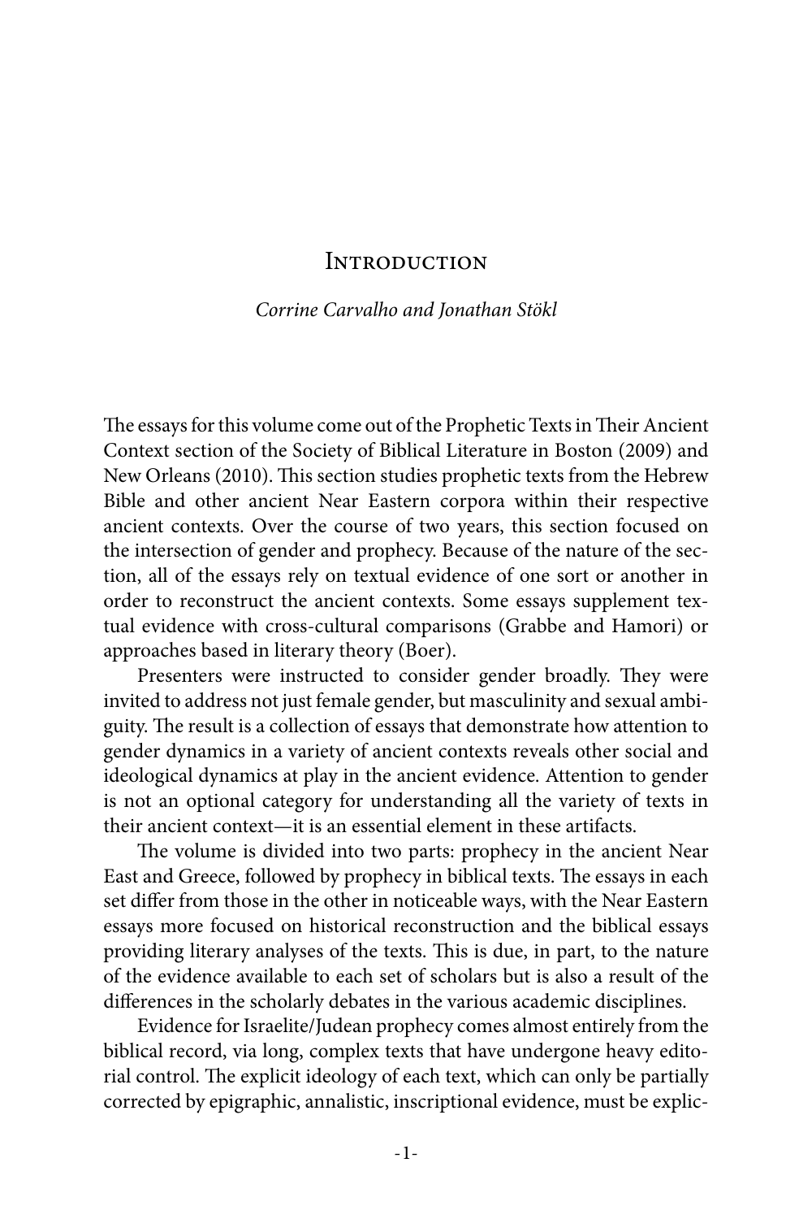# Introduction

*Corrine Carvalho and Jonathan Stökl*

The essays for this volume come out of the Prophetic Texts in Their Ancient Context section of the Society of Biblical Literature in Boston (2009) and New Orleans (2010). This section studies prophetic texts from the Hebrew Bible and other ancient Near Eastern corpora within their respective ancient contexts. Over the course of two years, this section focused on the intersection of gender and prophecy. Because of the nature of the section, all of the essays rely on textual evidence of one sort or another in order to reconstruct the ancient contexts. Some essays supplement textual evidence with cross-cultural comparisons (Grabbe and Hamori) or approaches based in literary theory (Boer).

Presenters were instructed to consider gender broadly. They were invited to address not just female gender, but masculinity and sexual ambiguity. The result is a collection of essays that demonstrate how attention to gender dynamics in a variety of ancient contexts reveals other social and ideological dynamics at play in the ancient evidence. Attention to gender is not an optional category for understanding all the variety of texts in their ancient context—it is an essential element in these artifacts.

The volume is divided into two parts: prophecy in the ancient Near East and Greece, followed by prophecy in biblical texts. The essays in each set differ from those in the other in noticeable ways, with the Near Eastern essays more focused on historical reconstruction and the biblical essays providing literary analyses of the texts. This is due, in part, to the nature of the evidence available to each set of scholars but is also a result of the differences in the scholarly debates in the various academic disciplines.

Evidence for Israelite/Judean prophecy comes almost entirely from the biblical record, via long, complex texts that have undergone heavy editorial control. The explicit ideology of each text, which can only be partially corrected by epigraphic, annalistic, inscriptional evidence, must be explic-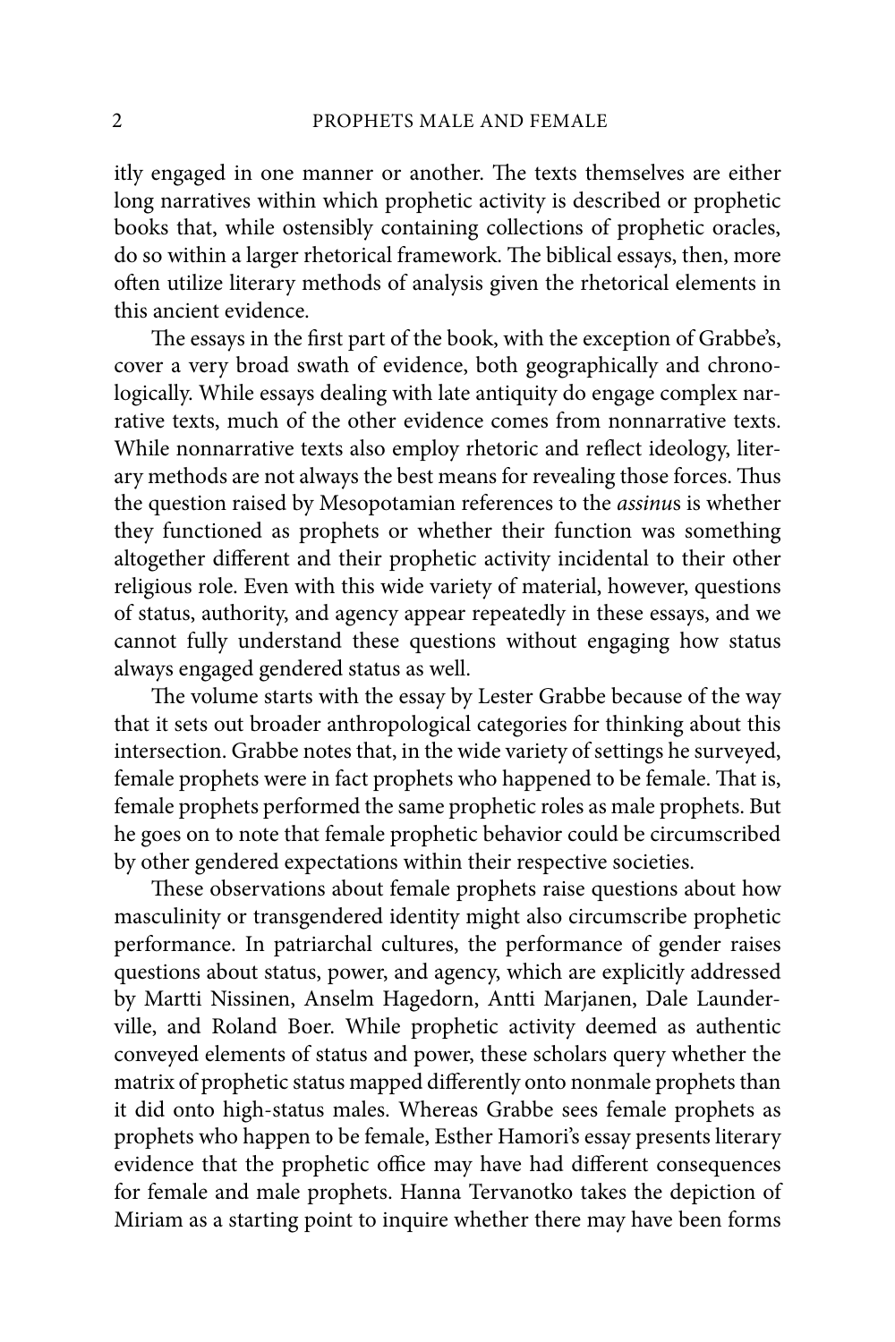itly engaged in one manner or another. The texts themselves are either long narratives within which prophetic activity is described or prophetic books that, while ostensibly containing collections of prophetic oracles, do so within a larger rhetorical framework. The biblical essays, then, more often utilize literary methods of analysis given the rhetorical elements in this ancient evidence.

The essays in the first part of the book, with the exception of Grabbe's, cover a very broad swath of evidence, both geographically and chronologically. While essays dealing with late antiquity do engage complex narrative texts, much of the other evidence comes from nonnarrative texts. While nonnarrative texts also employ rhetoric and reflect ideology, literary methods are not always the best means for revealing those forces. Thus the question raised by Mesopotamian references to the *assinu*s is whether they functioned as prophets or whether their function was something altogether different and their prophetic activity incidental to their other religious role. Even with this wide variety of material, however, questions of status, authority, and agency appear repeatedly in these essays, and we cannot fully understand these questions without engaging how status always engaged gendered status as well.

The volume starts with the essay by Lester Grabbe because of the way that it sets out broader anthropological categories for thinking about this intersection. Grabbe notes that, in the wide variety of settings he surveyed, female prophets were in fact prophets who happened to be female. That is, female prophets performed the same prophetic roles as male prophets. But he goes on to note that female prophetic behavior could be circumscribed by other gendered expectations within their respective societies.

These observations about female prophets raise questions about how masculinity or transgendered identity might also circumscribe prophetic performance. In patriarchal cultures, the performance of gender raises questions about status, power, and agency, which are explicitly addressed by Martti Nissinen, Anselm Hagedorn, Antti Marjanen, Dale Launderville, and Roland Boer. While prophetic activity deemed as authentic conveyed elements of status and power, these scholars query whether the matrix of prophetic status mapped differently onto nonmale prophets than it did onto high-status males. Whereas Grabbe sees female prophets as prophets who happen to be female, Esther Hamori's essay presents literary evidence that the prophetic office may have had different consequences for female and male prophets. Hanna Tervanotko takes the depiction of Miriam as a starting point to inquire whether there may have been forms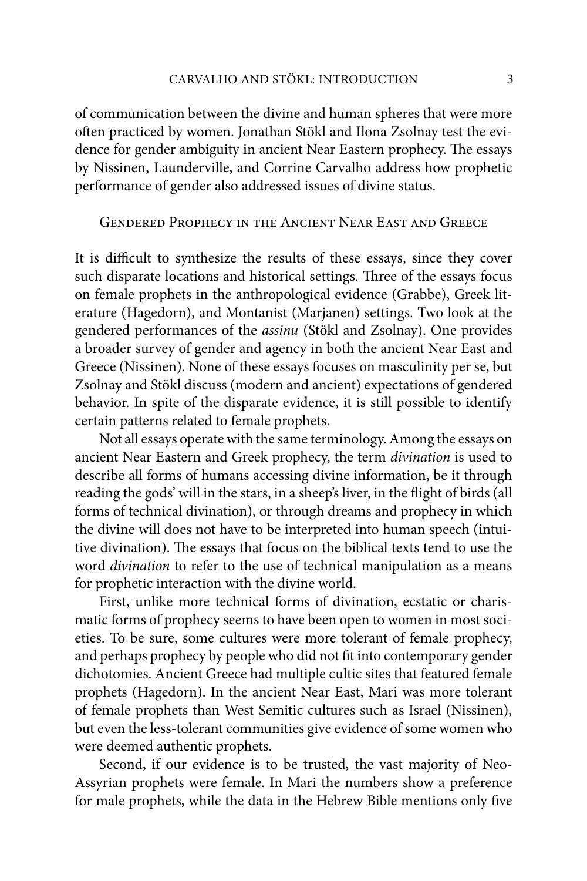of communication between the divine and human spheres that were more often practiced by women. Jonathan Stökl and Ilona Zsolnay test the evidence for gender ambiguity in ancient Near Eastern prophecy. The essays by Nissinen, Launderville, and Corrine Carvalho address how prophetic performance of gender also addressed issues of divine status.

## Gendered Prophecy in the Ancient Near East and Greece

It is difficult to synthesize the results of these essays, since they cover such disparate locations and historical settings. Three of the essays focus on female prophets in the anthropological evidence (Grabbe), Greek literature (Hagedorn), and Montanist (Marjanen) settings. Two look at the gendered performances of the *assinu* (Stökl and Zsolnay). One provides a broader survey of gender and agency in both the ancient Near East and Greece (Nissinen). None of these essays focuses on masculinity per se, but Zsolnay and Stökl discuss (modern and ancient) expectations of gendered behavior. In spite of the disparate evidence, it is still possible to identify certain patterns related to female prophets.

Not all essays operate with the same terminology. Among the essays on ancient Near Eastern and Greek prophecy, the term *divination* is used to describe all forms of humans accessing divine information, be it through reading the gods' will in the stars, in a sheep's liver, in the flight of birds (all forms of technical divination), or through dreams and prophecy in which the divine will does not have to be interpreted into human speech (intuitive divination). The essays that focus on the biblical texts tend to use the word *divination* to refer to the use of technical manipulation as a means for prophetic interaction with the divine world.

First, unlike more technical forms of divination, ecstatic or charismatic forms of prophecy seems to have been open to women in most societies. To be sure, some cultures were more tolerant of female prophecy, and perhaps prophecy by people who did not fit into contemporary gender dichotomies. Ancient Greece had multiple cultic sites that featured female prophets (Hagedorn). In the ancient Near East, Mari was more tolerant of female prophets than West Semitic cultures such as Israel (Nissinen), but even the less-tolerant communities give evidence of some women who were deemed authentic prophets.

Second, if our evidence is to be trusted, the vast majority of Neo-Assyrian prophets were female. In Mari the numbers show a preference for male prophets, while the data in the Hebrew Bible mentions only five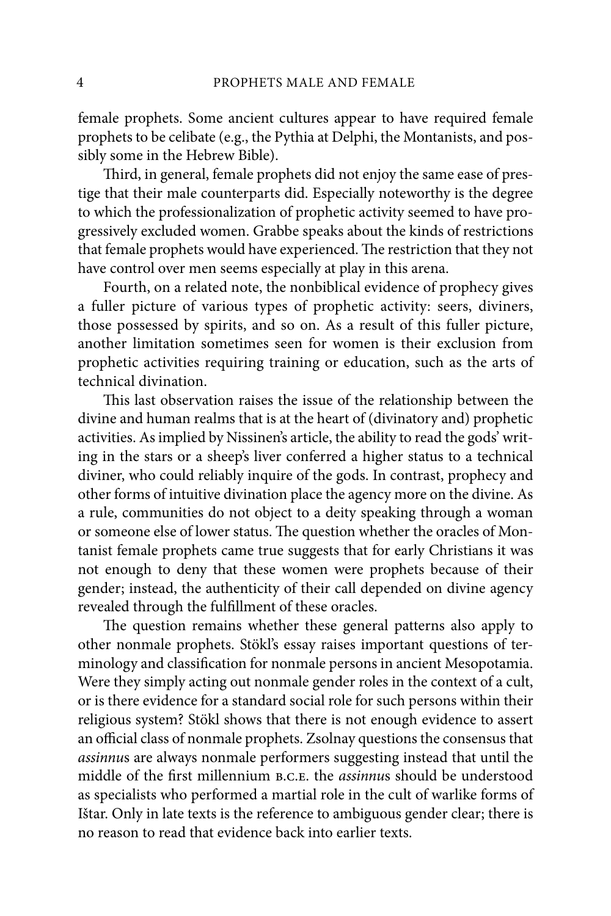female prophets. Some ancient cultures appear to have required female prophets to be celibate (e.g., the Pythia at Delphi, the Montanists, and possibly some in the Hebrew Bible).

Third, in general, female prophets did not enjoy the same ease of prestige that their male counterparts did. Especially noteworthy is the degree to which the professionalization of prophetic activity seemed to have progressively excluded women. Grabbe speaks about the kinds of restrictions that female prophets would have experienced. The restriction that they not have control over men seems especially at play in this arena.

Fourth, on a related note, the nonbiblical evidence of prophecy gives a fuller picture of various types of prophetic activity: seers, diviners, those possessed by spirits, and so on. As a result of this fuller picture, another limitation sometimes seen for women is their exclusion from prophetic activities requiring training or education, such as the arts of technical divination.

This last observation raises the issue of the relationship between the divine and human realms that is at the heart of (divinatory and) prophetic activities. As implied by Nissinen's article, the ability to read the gods' writing in the stars or a sheep's liver conferred a higher status to a technical diviner, who could reliably inquire of the gods. In contrast, prophecy and other forms of intuitive divination place the agency more on the divine. As a rule, communities do not object to a deity speaking through a woman or someone else of lower status. The question whether the oracles of Montanist female prophets came true suggests that for early Christians it was not enough to deny that these women were prophets because of their gender; instead, the authenticity of their call depended on divine agency revealed through the fulfillment of these oracles.

The question remains whether these general patterns also apply to other nonmale prophets. Stökl's essay raises important questions of terminology and classification for nonmale persons in ancient Mesopotamia. Were they simply acting out nonmale gender roles in the context of a cult, or is there evidence for a standard social role for such persons within their religious system? Stökl shows that there is not enough evidence to assert an official class of nonmale prophets. Zsolnay questions the consensus that *assinnu*s are always nonmale performers suggesting instead that until the middle of the first millennium B.C.E. the *assinnu*s should be understood as specialists who performed a martial role in the cult of warlike forms of Ištar. Only in late texts is the reference to ambiguous gender clear; there is no reason to read that evidence back into earlier texts.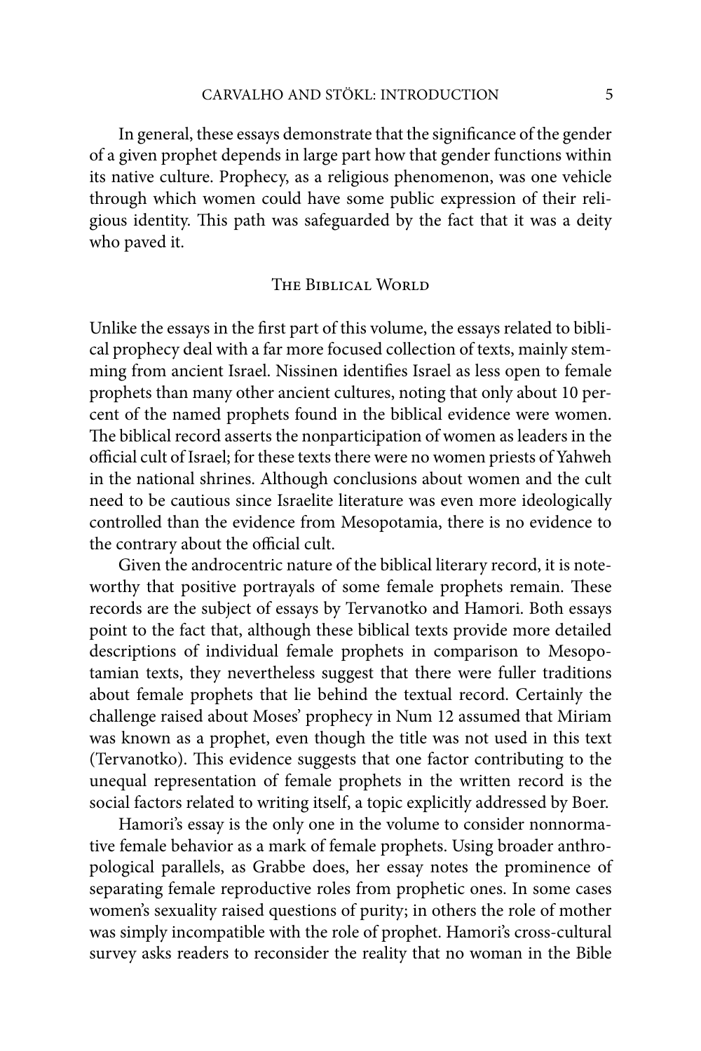In general, these essays demonstrate that the significance of the gender of a given prophet depends in large part how that gender functions within its native culture. Prophecy, as a religious phenomenon, was one vehicle through which women could have some public expression of their religious identity. This path was safeguarded by the fact that it was a deity who paved it.

## The Biblical World

Unlike the essays in the first part of this volume, the essays related to biblical prophecy deal with a far more focused collection of texts, mainly stemming from ancient Israel. Nissinen identifies Israel as less open to female prophets than many other ancient cultures, noting that only about 10 percent of the named prophets found in the biblical evidence were women. The biblical record asserts the nonparticipation of women as leaders in the official cult of Israel; for these texts there were no women priests of Yahweh in the national shrines. Although conclusions about women and the cult need to be cautious since Israelite literature was even more ideologically controlled than the evidence from Mesopotamia, there is no evidence to the contrary about the official cult.

Given the androcentric nature of the biblical literary record, it is noteworthy that positive portrayals of some female prophets remain. These records are the subject of essays by Tervanotko and Hamori. Both essays point to the fact that, although these biblical texts provide more detailed descriptions of individual female prophets in comparison to Mesopotamian texts, they nevertheless suggest that there were fuller traditions about female prophets that lie behind the textual record. Certainly the challenge raised about Moses' prophecy in Num 12 assumed that Miriam was known as a prophet, even though the title was not used in this text (Tervanotko). This evidence suggests that one factor contributing to the unequal representation of female prophets in the written record is the social factors related to writing itself, a topic explicitly addressed by Boer.

Hamori's essay is the only one in the volume to consider nonnormative female behavior as a mark of female prophets. Using broader anthropological parallels, as Grabbe does, her essay notes the prominence of separating female reproductive roles from prophetic ones. In some cases women's sexuality raised questions of purity; in others the role of mother was simply incompatible with the role of prophet. Hamori's cross-cultural survey asks readers to reconsider the reality that no woman in the Bible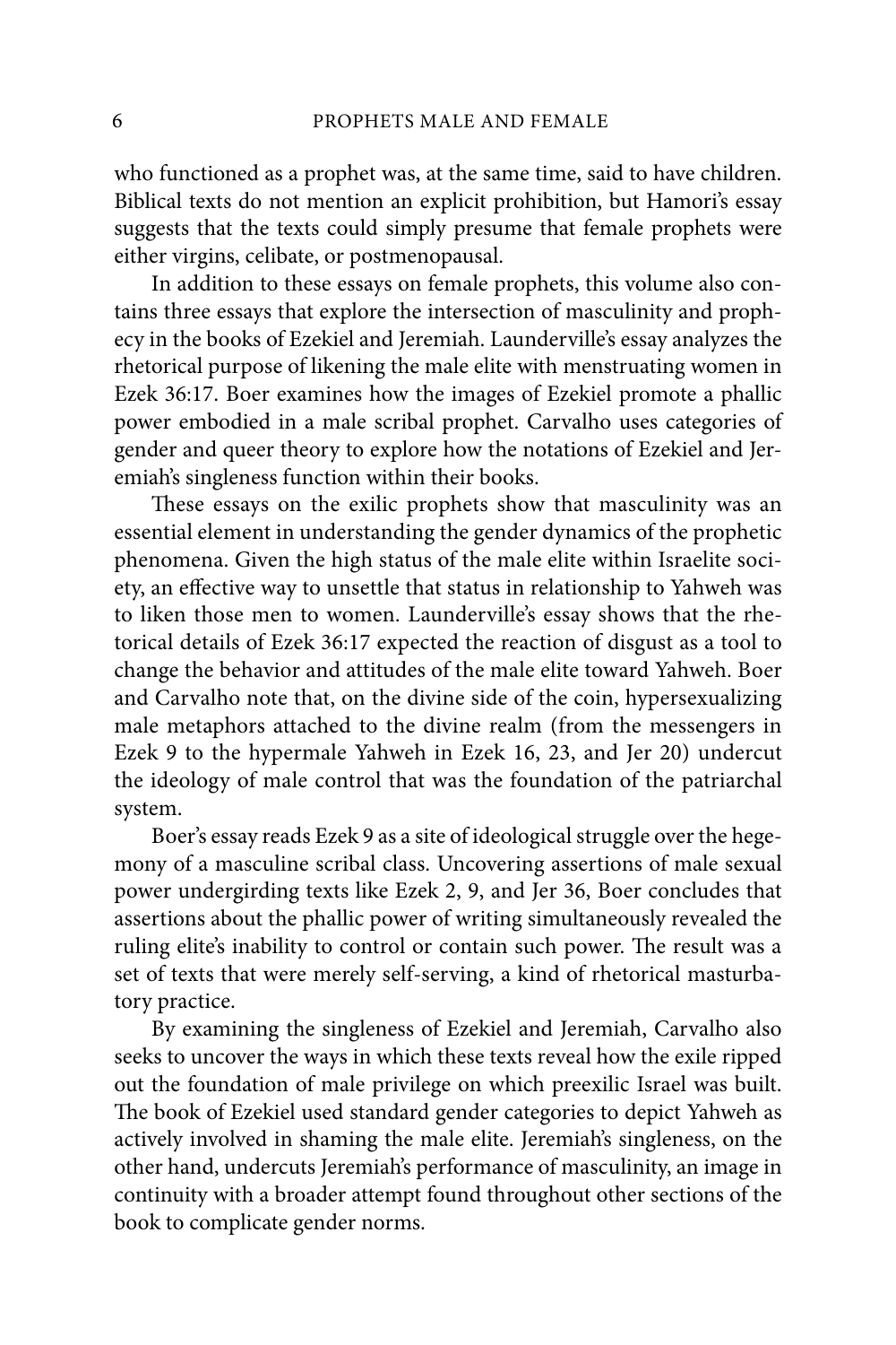who functioned as a prophet was, at the same time, said to have children. Biblical texts do not mention an explicit prohibition, but Hamori's essay suggests that the texts could simply presume that female prophets were either virgins, celibate, or postmenopausal.

In addition to these essays on female prophets, this volume also contains three essays that explore the intersection of masculinity and prophecy in the books of Ezekiel and Jeremiah. Launderville's essay analyzes the rhetorical purpose of likening the male elite with menstruating women in Ezek 36:17. Boer examines how the images of Ezekiel promote a phallic power embodied in a male scribal prophet. Carvalho uses categories of gender and queer theory to explore how the notations of Ezekiel and Jeremiah's singleness function within their books.

These essays on the exilic prophets show that masculinity was an essential element in understanding the gender dynamics of the prophetic phenomena. Given the high status of the male elite within Israelite society, an effective way to unsettle that status in relationship to Yahweh was to liken those men to women. Launderville's essay shows that the rhetorical details of Ezek 36:17 expected the reaction of disgust as a tool to change the behavior and attitudes of the male elite toward Yahweh. Boer and Carvalho note that, on the divine side of the coin, hypersexualizing male metaphors attached to the divine realm (from the messengers in Ezek 9 to the hypermale Yahweh in Ezek 16, 23, and Jer 20) undercut the ideology of male control that was the foundation of the patriarchal system.

Boer's essay reads Ezek 9 as a site of ideological struggle over the hegemony of a masculine scribal class. Uncovering assertions of male sexual power undergirding texts like Ezek 2, 9, and Jer 36, Boer concludes that assertions about the phallic power of writing simultaneously revealed the ruling elite's inability to control or contain such power. The result was a set of texts that were merely self-serving, a kind of rhetorical masturbatory practice.

By examining the singleness of Ezekiel and Jeremiah, Carvalho also seeks to uncover the ways in which these texts reveal how the exile ripped out the foundation of male privilege on which preexilic Israel was built. The book of Ezekiel used standard gender categories to depict Yahweh as actively involved in shaming the male elite. Jeremiah's singleness, on the other hand, undercuts Jeremiah's performance of masculinity, an image in continuity with a broader attempt found throughout other sections of the book to complicate gender norms.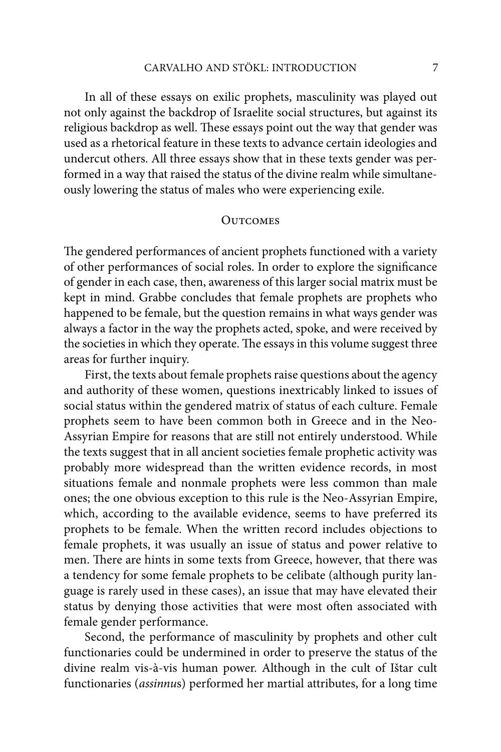In all of these essays on exilic prophets, masculinity was played out not only against the backdrop of Israelite social structures, but against its religious backdrop as well. These essays point out the way that gender was used as a rhetorical feature in these texts to advance certain ideologies and undercut others. All three essays show that in these texts gender was performed in a way that raised the status of the divine realm while simultaneously lowering the status of males who were experiencing exile.

## Outcomes

The gendered performances of ancient prophets functioned with a variety of other performances of social roles. In order to explore the significance of gender in each case, then, awareness of this larger social matrix must be kept in mind. Grabbe concludes that female prophets are prophets who happened to be female, but the question remains in what ways gender was always a factor in the way the prophets acted, spoke, and were received by the societies in which they operate. The essays in this volume suggest three areas for further inquiry.

First, the texts about female prophets raise questions about the agency and authority of these women, questions inextricably linked to issues of social status within the gendered matrix of status of each culture. Female prophets seem to have been common both in Greece and in the Neo-Assyrian Empire for reasons that are still not entirely understood. While the texts suggest that in all ancient societies female prophetic activity was probably more widespread than the written evidence records, in most situations female and nonmale prophets were less common than male ones; the one obvious exception to this rule is the Neo-Assyrian Empire, which, according to the available evidence, seems to have preferred its prophets to be female. When the written record includes objections to female prophets, it was usually an issue of status and power relative to men. There are hints in some texts from Greece, however, that there was a tendency for some female prophets to be celibate (although purity language is rarely used in these cases), an issue that may have elevated their status by denying those activities that were most often associated with female gender performance.

Second, the performance of masculinity by prophets and other cult functionaries could be undermined in order to preserve the status of the divine realm vis-à-vis human power. Although in the cult of Ištar cult functionaries (*assinnu*s) performed her martial attributes, for a long time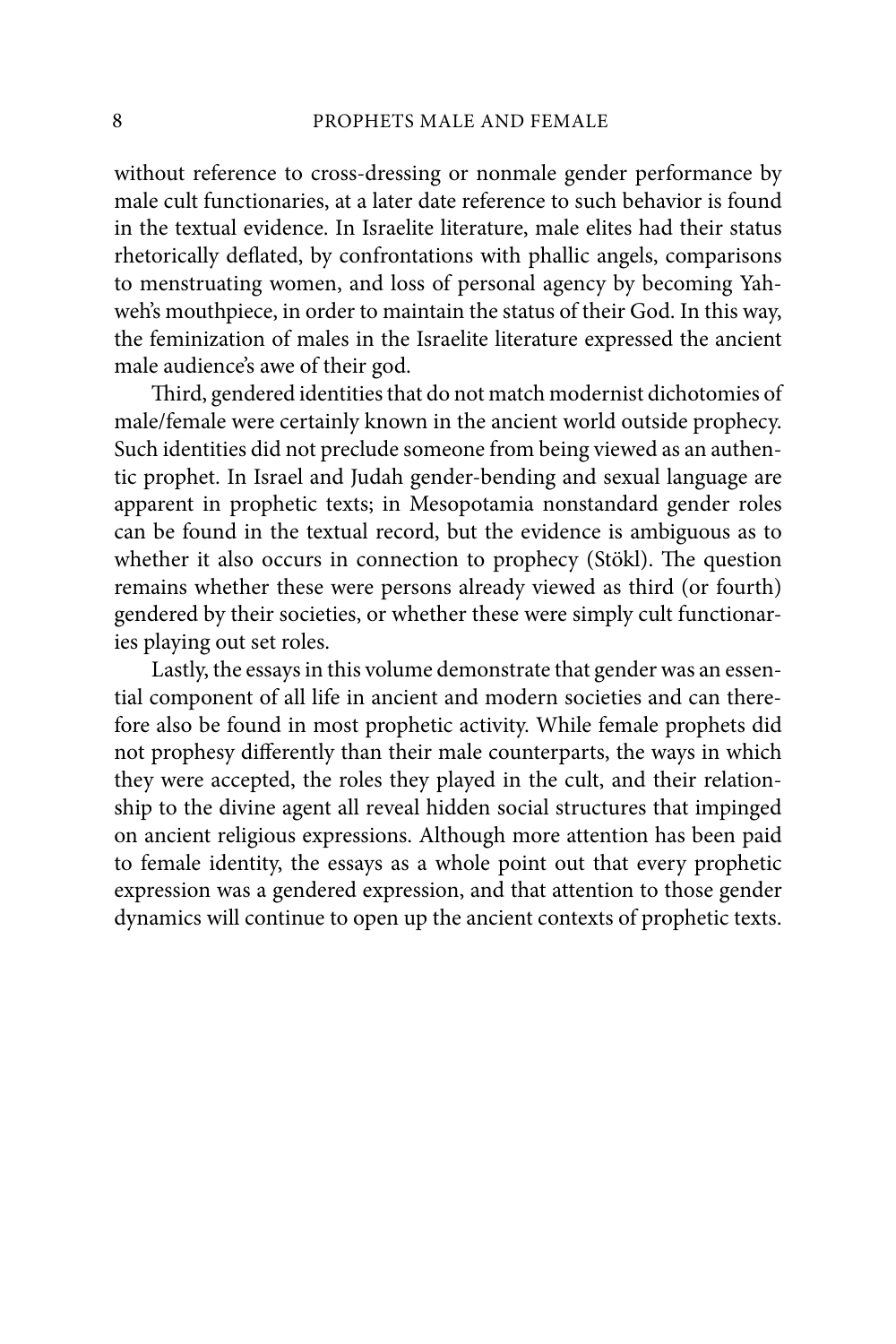without reference to cross-dressing or nonmale gender performance by male cult functionaries, at a later date reference to such behavior is found in the textual evidence. In Israelite literature, male elites had their status rhetorically deflated, by confrontations with phallic angels, comparisons to menstruating women, and loss of personal agency by becoming Yahweh's mouthpiece, in order to maintain the status of their God. In this way, the feminization of males in the Israelite literature expressed the ancient male audience's awe of their god.

Third, gendered identities that do not match modernist dichotomies of male/female were certainly known in the ancient world outside prophecy. Such identities did not preclude someone from being viewed as an authentic prophet. In Israel and Judah gender-bending and sexual language are apparent in prophetic texts; in Mesopotamia nonstandard gender roles can be found in the textual record, but the evidence is ambiguous as to whether it also occurs in connection to prophecy (Stökl). The question remains whether these were persons already viewed as third (or fourth) gendered by their societies, or whether these were simply cult functionaries playing out set roles.

Lastly, the essays in this volume demonstrate that gender was an essential component of all life in ancient and modern societies and can therefore also be found in most prophetic activity. While female prophets did not prophesy differently than their male counterparts, the ways in which they were accepted, the roles they played in the cult, and their relationship to the divine agent all reveal hidden social structures that impinged on ancient religious expressions. Although more attention has been paid to female identity, the essays as a whole point out that every prophetic expression was a gendered expression, and that attention to those gender dynamics will continue to open up the ancient contexts of prophetic texts.